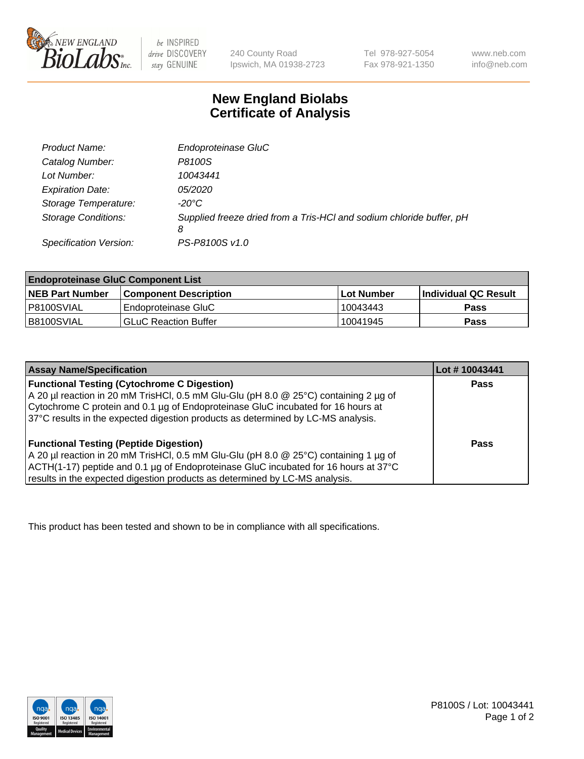# New England Biolabs Certificate of Analysis

| | |
|---|---|
| *Product Name:* | *Endoproteinase GluC* |
| *Catalog Number:* | *P8100S* |
| *Lot Number:* | *10043441* |
| *Expiration Date:* | *05/2020* |
| *Storage Temperature:* | *-20°C* |
| *Storage Conditions:* | *Supplied freeze dried from a Tris-HCl and sodium chloride buffer, pH 8* |
| *Specification Version:* | *PS-P8100S v1.0* |

| **Endoproteinase GluC Component List** | | | |
|---|---|---|---|
| **NEB Part Number** | **Component Description** | **Lot Number** | **Individual QC Result** |
| P8100SVIAL | Endoproteinase GluC | 10043443 | **Pass** |
| B8100SVIAL | GLuC Reaction Buffer | 10041945 | **Pass** |

| **Assay Name/Specification** | **Lot # 10043441** |
|---|---|
| **Functional Testing (Cytochrome C Digestion)**<br>A 20 µl reaction in 20 mM TrisHCl, 0.5 mM Glu-Glu (pH 8.0 @ 25°C) containing 2 µg of Cytochrome C protein and 0.1 µg of Endoproteinase GluC incubated for 16 hours at 37°C results in the expected digestion products as determined by LC-MS analysis. | **Pass** |
| **Functional Testing (Peptide Digestion)**<br>A 20 µl reaction in 20 mM TrisHCl, 0.5 mM Glu-Glu (pH 8.0 @ 25°C) containing 1 µg of ACTH(1-17) peptide and 0.1 µg of Endoproteinase GluC incubated for 16 hours at 37°C results in the expected digestion products as determined by LC-MS analysis. | **Pass** |

This product has been tested and shown to be in compliance with all specifications.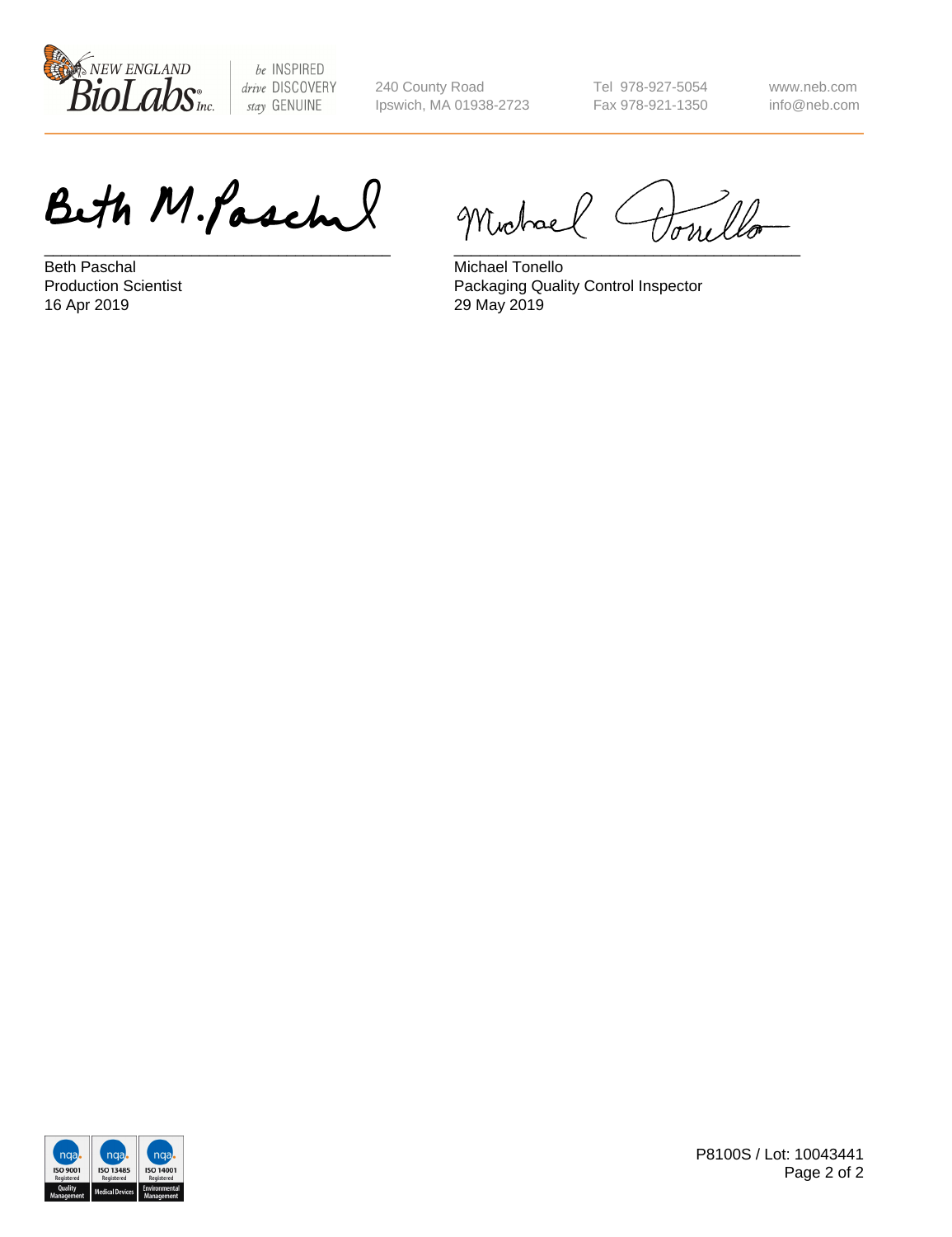Beth Paschal
Production Scientist
16 Apr 2019

Michael Tonello
Packaging Quality Control Inspector
29 May 2019

P8100S / Lot: 10043441